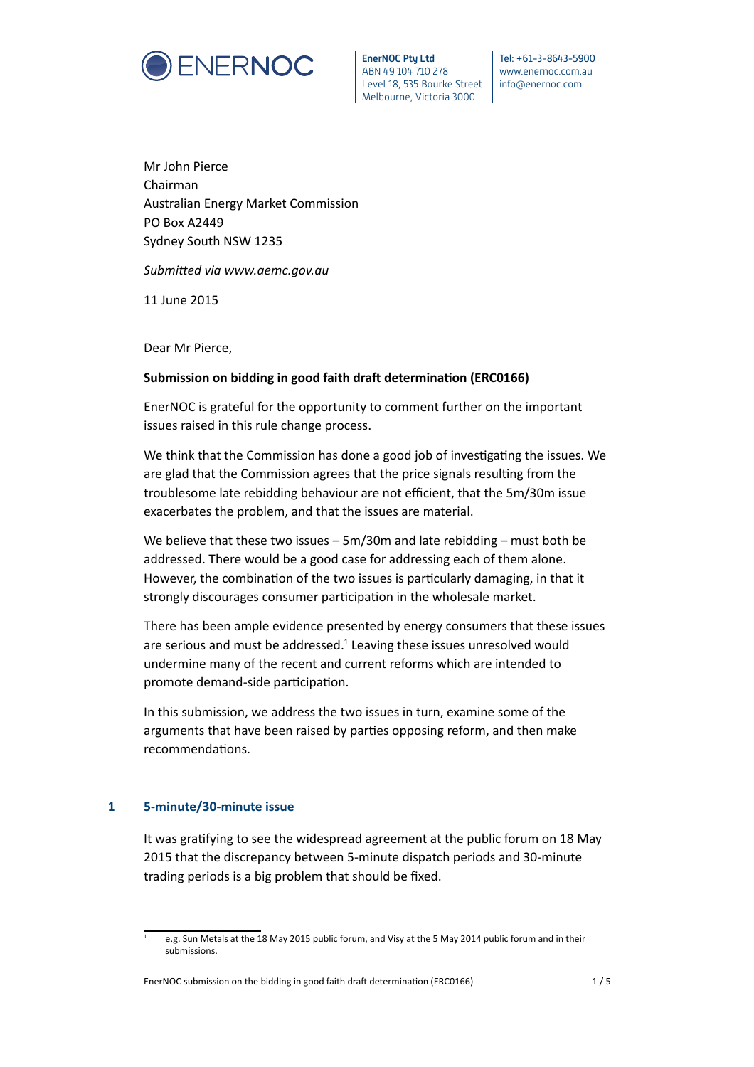ENERNOC

**EnerNOC Pty Ltd**
ABN 49 104 710 278
Level 18, 535 Bourke Street
Melbourne, Victoria 3000

Tel: +61-3-8643-5900
www.enernoc.com.au
info@enernoc.com

Mr John Pierce
Chairman
Australian Energy Market Commission
PO Box A2449
Sydney South NSW 1235

*Submitted via www.aemc.gov.au*

11 June 2015

Dear Mr Pierce,

**Submission on bidding in good faith draft determination (ERC0166)**

EnerNOC is grateful for the opportunity to comment further on the important issues raised in this rule change process.

We think that the Commission has done a good job of investigating the issues. We are glad that the Commission agrees that the price signals resulting from the troublesome late rebidding behaviour are not efficient, that the 5m/30m issue exacerbates the problem, and that the issues are material.

We believe that these two issues – 5m/30m and late rebidding – must both be addressed. There would be a good case for addressing each of them alone. However, the combination of the two issues is particularly damaging, in that it strongly discourages consumer participation in the wholesale market.

There has been ample evidence presented by energy consumers that these issues are serious and must be addressed.[1] Leaving these issues unresolved would undermine many of the recent and current reforms which are intended to promote demand-side participation.

In this submission, we address the two issues in turn, examine some of the arguments that have been raised by parties opposing reform, and then make recommendations.

## 1 5-minute/30-minute issue

It was gratifying to see the widespread agreement at the public forum on 18 May 2015 that the discrepancy between 5-minute dispatch periods and 30-minute trading periods is a big problem that should be fixed.

[1] e.g. Sun Metals at the 18 May 2015 public forum, and Visy at the 5 May 2014 public forum and in their submissions.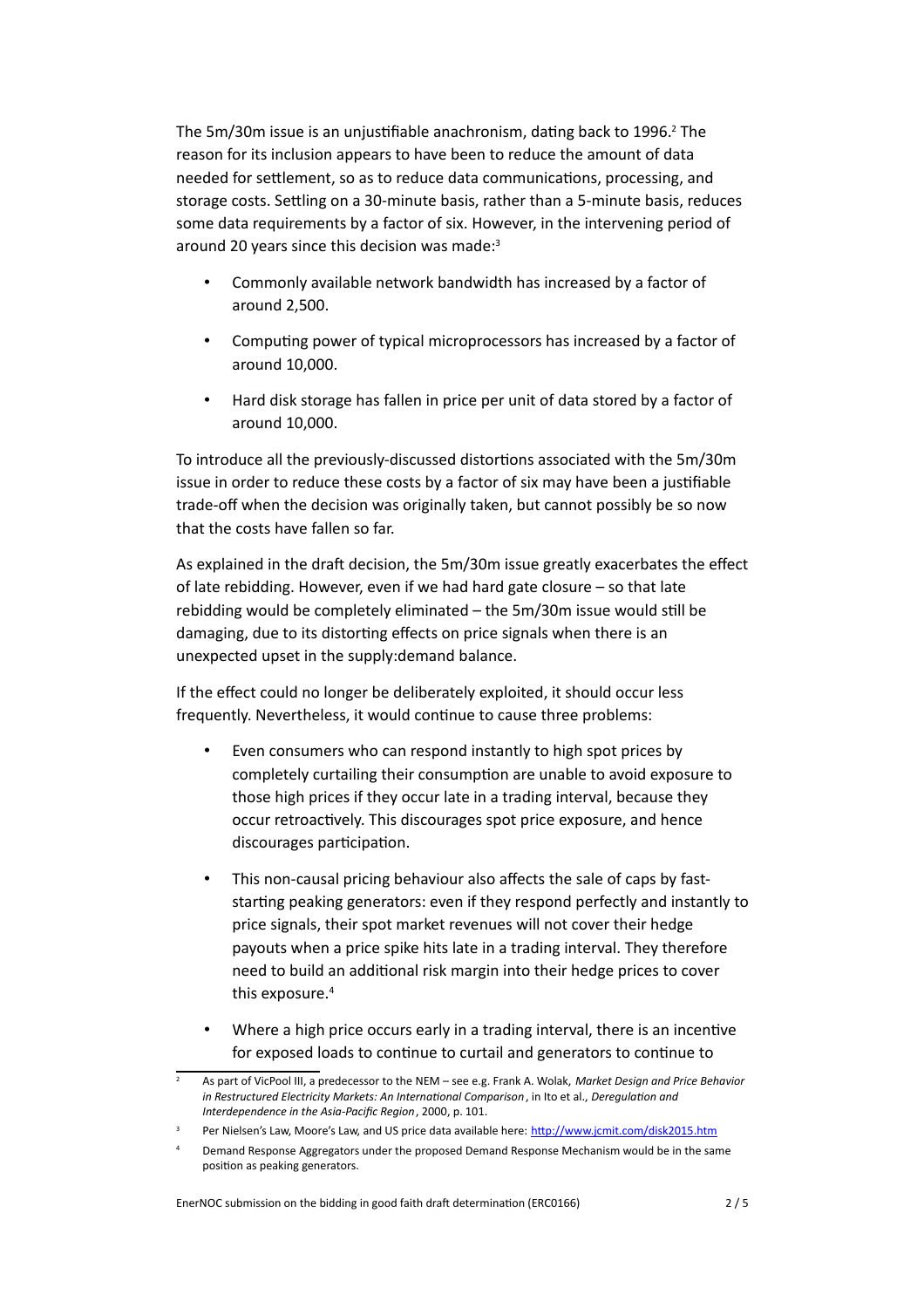The 5m/30m issue is an unjustifiable anachronism, dating back to 1996.[2] The reason for its inclusion appears to have been to reduce the amount of data needed for settlement, so as to reduce data communications, processing, and storage costs. Settling on a 30-minute basis, rather than a 5-minute basis, reduces some data requirements by a factor of six. However, in the intervening period of around 20 years since this decision was made:[3]

- Commonly available network bandwidth has increased by a factor of around 2,500.
- Computing power of typical microprocessors has increased by a factor of around 10,000.
- Hard disk storage has fallen in price per unit of data stored by a factor of around 10,000.

To introduce all the previously-discussed distortions associated with the 5m/30m issue in order to reduce these costs by a factor of six may have been a justifiable trade-off when the decision was originally taken, but cannot possibly be so now that the costs have fallen so far.

As explained in the draft decision, the 5m/30m issue greatly exacerbates the effect of late rebidding. However, even if we had hard gate closure – so that late rebidding would be completely eliminated – the 5m/30m issue would still be damaging, due to its distorting effects on price signals when there is an unexpected upset in the supply:demand balance.

If the effect could no longer be deliberately exploited, it should occur less frequently. Nevertheless, it would continue to cause three problems:

- Even consumers who can respond instantly to high spot prices by completely curtailing their consumption are unable to avoid exposure to those high prices if they occur late in a trading interval, because they occur retroactively. This discourages spot price exposure, and hence discourages participation.
- This non-causal pricing behaviour also affects the sale of caps by fast-starting peaking generators: even if they respond perfectly and instantly to price signals, their spot market revenues will not cover their hedge payouts when a price spike hits late in a trading interval. They therefore need to build an additional risk margin into their hedge prices to cover this exposure.[4]
- Where a high price occurs early in a trading interval, there is an incentive for exposed loads to continue to curtail and generators to continue to

[2] As part of VicPool III, a predecessor to the NEM – see e.g. Frank A. Wolak, *Market Design and Price Behavior in Restructured Electricity Markets: An International Comparison*, in Ito et al., *Deregulation and Interdependence in the Asia-Pacific Region*, 2000, p. 101.

[3] Per Nielsen's Law, Moore's Law, and US price data available here: http://www.jcmit.com/disk2015.htm

[4] Demand Response Aggregators under the proposed Demand Response Mechanism would be in the same position as peaking generators.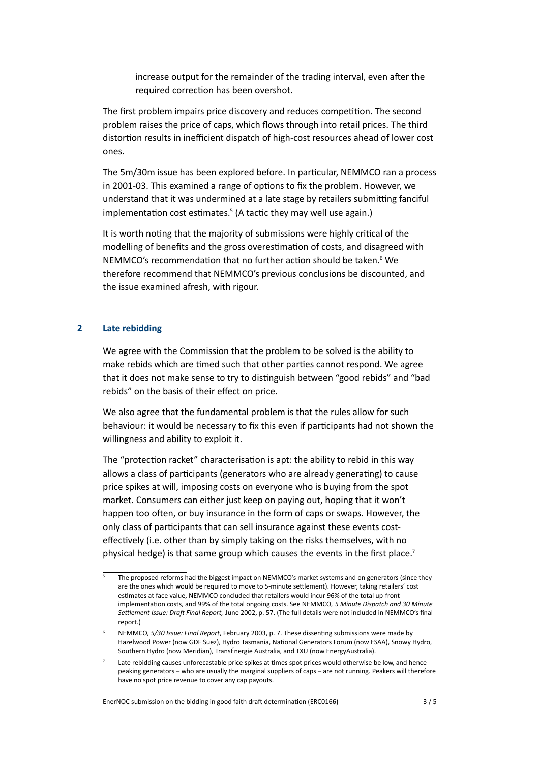increase output for the remainder of the trading interval, even after the required correction has been overshot.

The first problem impairs price discovery and reduces competition. The second problem raises the price of caps, which flows through into retail prices. The third distortion results in inefficient dispatch of high-cost resources ahead of lower cost ones.

The 5m/30m issue has been explored before. In particular, NEMMCO ran a process in 2001-03. This examined a range of options to fix the problem. However, we understand that it was undermined at a late stage by retailers submitting fanciful implementation cost estimates.[5] (A tactic they may well use again.)

It is worth noting that the majority of submissions were highly critical of the modelling of benefits and the gross overestimation of costs, and disagreed with NEMMCO's recommendation that no further action should be taken.[6] We therefore recommend that NEMMCO's previous conclusions be discounted, and the issue examined afresh, with rigour.

## 2 Late rebidding

We agree with the Commission that the problem to be solved is the ability to make rebids which are timed such that other parties cannot respond. We agree that it does not make sense to try to distinguish between "good rebids" and "bad rebids" on the basis of their effect on price.

We also agree that the fundamental problem is that the rules allow for such behaviour: it would be necessary to fix this even if participants had not shown the willingness and ability to exploit it.

The "protection racket" characterisation is apt: the ability to rebid in this way allows a class of participants (generators who are already generating) to cause price spikes at will, imposing costs on everyone who is buying from the spot market. Consumers can either just keep on paying out, hoping that it won't happen too often, or buy insurance in the form of caps or swaps. However, the only class of participants that can sell insurance against these events cost-effectively (i.e. other than by simply taking on the risks themselves, with no physical hedge) is that same group which causes the events in the first place.[7]

---

[5] The proposed reforms had the biggest impact on NEMMCO's market systems and on generators (since they are the ones which would be required to move to 5-minute settlement). However, taking retailers' cost estimates at face value, NEMMCO concluded that retailers would incur 96% of the total up-front implementation costs, and 99% of the total ongoing costs. See NEMMCO, *5 Minute Dispatch and 30 Minute Settlement Issue: Draft Final Report,* June 2002, p. 57. (The full details were not included in NEMMCO's final report.)

[6] NEMMCO, *5/30 Issue: Final Report*, February 2003, p. 7. These dissenting submissions were made by Hazelwood Power (now GDF Suez), Hydro Tasmania, National Generators Forum (now ESAA), Snowy Hydro, Southern Hydro (now Meridian), TransÉnergie Australia, and TXU (now EnergyAustralia).

[7] Late rebidding causes unforecastable price spikes at times spot prices would otherwise be low, and hence peaking generators – who are usually the marginal suppliers of caps – are not running. Peakers will therefore have no spot price revenue to cover any cap payouts.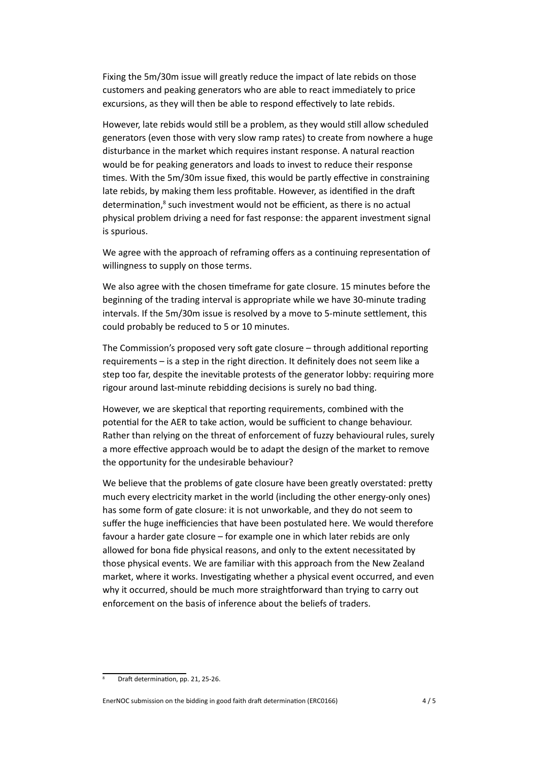Fixing the 5m/30m issue will greatly reduce the impact of late rebids on those customers and peaking generators who are able to react immediately to price excursions, as they will then be able to respond effectively to late rebids.

However, late rebids would still be a problem, as they would still allow scheduled generators (even those with very slow ramp rates) to create from nowhere a huge disturbance in the market which requires instant response. A natural reaction would be for peaking generators and loads to invest to reduce their response times. With the 5m/30m issue fixed, this would be partly effective in constraining late rebids, by making them less profitable. However, as identified in the draft determination,[8] such investment would not be efficient, as there is no actual physical problem driving a need for fast response: the apparent investment signal is spurious.

We agree with the approach of reframing offers as a continuing representation of willingness to supply on those terms.

We also agree with the chosen timeframe for gate closure. 15 minutes before the beginning of the trading interval is appropriate while we have 30-minute trading intervals. If the 5m/30m issue is resolved by a move to 5-minute settlement, this could probably be reduced to 5 or 10 minutes.

The Commission's proposed very soft gate closure – through additional reporting requirements – is a step in the right direction. It definitely does not seem like a step too far, despite the inevitable protests of the generator lobby: requiring more rigour around last-minute rebidding decisions is surely no bad thing.

However, we are skeptical that reporting requirements, combined with the potential for the AER to take action, would be sufficient to change behaviour. Rather than relying on the threat of enforcement of fuzzy behavioural rules, surely a more effective approach would be to adapt the design of the market to remove the opportunity for the undesirable behaviour?

We believe that the problems of gate closure have been greatly overstated: pretty much every electricity market in the world (including the other energy-only ones) has some form of gate closure: it is not unworkable, and they do not seem to suffer the huge inefficiencies that have been postulated here. We would therefore favour a harder gate closure – for example one in which later rebids are only allowed for bona fide physical reasons, and only to the extent necessitated by those physical events. We are familiar with this approach from the New Zealand market, where it works. Investigating whether a physical event occurred, and even why it occurred, should be much more straightforward than trying to carry out enforcement on the basis of inference about the beliefs of traders.

[8] Draft determination, pp. 21, 25-26.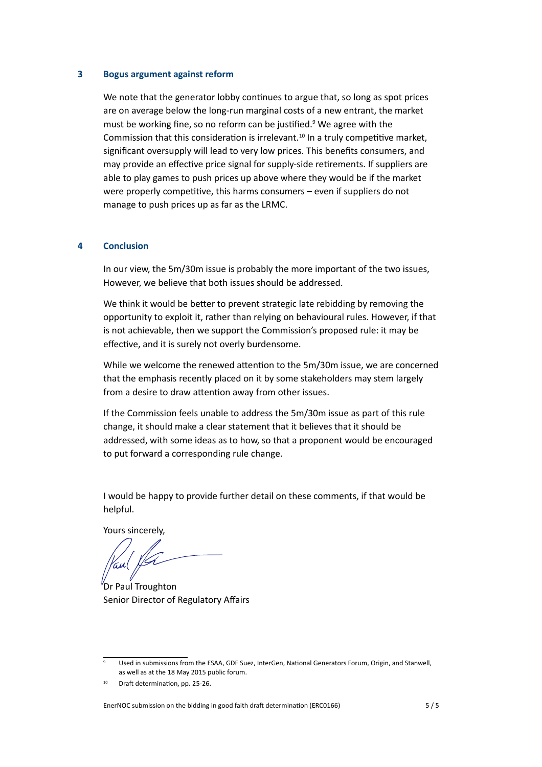## 3 Bogus argument against reform

We note that the generator lobby continues to argue that, so long as spot prices are on average below the long-run marginal costs of a new entrant, the market must be working fine, so no reform can be justified.[9] We agree with the Commission that this consideration is irrelevant.[10] In a truly competitive market, significant oversupply will lead to very low prices. This benefits consumers, and may provide an effective price signal for supply-side retirements. If suppliers are able to play games to push prices up above where they would be if the market were properly competitive, this harms consumers – even if suppliers do not manage to push prices up as far as the LRMC.

## 4 Conclusion

In our view, the 5m/30m issue is probably the more important of the two issues, However, we believe that both issues should be addressed.

We think it would be better to prevent strategic late rebidding by removing the opportunity to exploit it, rather than relying on behavioural rules. However, if that is not achievable, then we support the Commission's proposed rule: it may be effective, and it is surely not overly burdensome.

While we welcome the renewed attention to the 5m/30m issue, we are concerned that the emphasis recently placed on it by some stakeholders may stem largely from a desire to draw attention away from other issues.

If the Commission feels unable to address the 5m/30m issue as part of this rule change, it should make a clear statement that it believes that it should be addressed, with some ideas as to how, so that a proponent would be encouraged to put forward a corresponding rule change.

I would be happy to provide further detail on these comments, if that would be helpful.

Yours sincerely,

Dr Paul Troughton
Senior Director of Regulatory Affairs

---

[9] Used in submissions from the ESAA, GDF Suez, InterGen, National Generators Forum, Origin, and Stanwell, as well as at the 18 May 2015 public forum.

[10] Draft determination, pp. 25-26.

EnerNOC submission on the bidding in good faith draft determination (ERC0166)